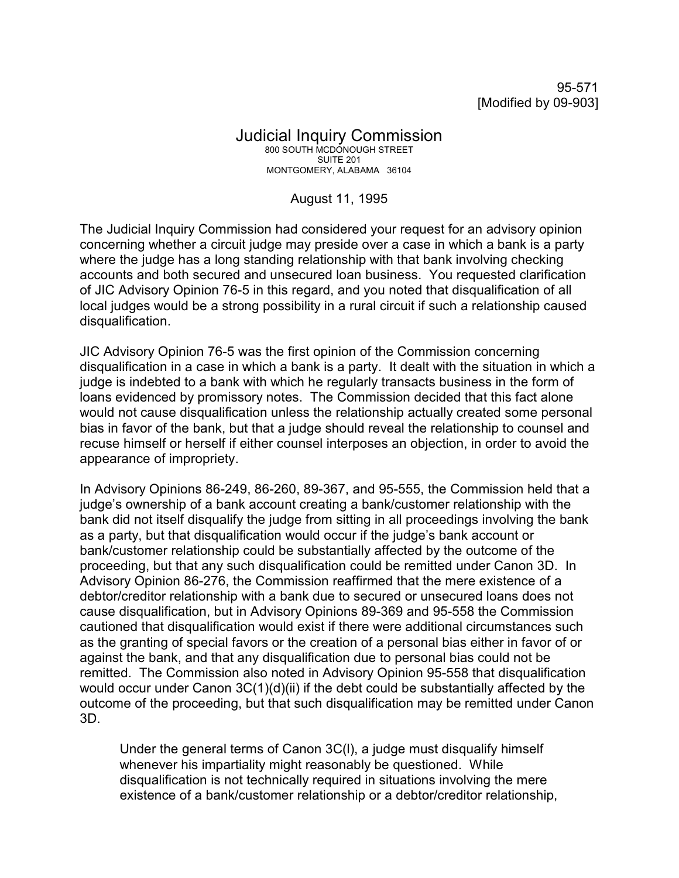95-571
[Modified by 09-903]

# Judicial Inquiry Commission

800 SOUTH MCDONOUGH STREET
SUITE 201
MONTGOMERY, ALABAMA 36104

August 11, 1995

The Judicial Inquiry Commission had considered your request for an advisory opinion concerning whether a circuit judge may preside over a case in which a bank is a party where the judge has a long standing relationship with that bank involving checking accounts and both secured and unsecured loan business. You requested clarification of JIC Advisory Opinion 76-5 in this regard, and you noted that disqualification of all local judges would be a strong possibility in a rural circuit if such a relationship caused disqualification.

JIC Advisory Opinion 76-5 was the first opinion of the Commission concerning disqualification in a case in which a bank is a party. It dealt with the situation in which a judge is indebted to a bank with which he regularly transacts business in the form of loans evidenced by promissory notes. The Commission decided that this fact alone would not cause disqualification unless the relationship actually created some personal bias in favor of the bank, but that a judge should reveal the relationship to counsel and recuse himself or herself if either counsel interposes an objection, in order to avoid the appearance of impropriety.

In Advisory Opinions 86-249, 86-260, 89-367, and 95-555, the Commission held that a judge's ownership of a bank account creating a bank/customer relationship with the bank did not itself disqualify the judge from sitting in all proceedings involving the bank as a party, but that disqualification would occur if the judge's bank account or bank/customer relationship could be substantially affected by the outcome of the proceeding, but that any such disqualification could be remitted under Canon 3D. In Advisory Opinion 86-276, the Commission reaffirmed that the mere existence of a debtor/creditor relationship with a bank due to secured or unsecured loans does not cause disqualification, but in Advisory Opinions 89-369 and 95-558 the Commission cautioned that disqualification would exist if there were additional circumstances such as the granting of special favors or the creation of a personal bias either in favor of or against the bank, and that any disqualification due to personal bias could not be remitted. The Commission also noted in Advisory Opinion 95-558 that disqualification would occur under Canon 3C(1)(d)(ii) if the debt could be substantially affected by the outcome of the proceeding, but that such disqualification may be remitted under Canon 3D.

> Under the general terms of Canon 3C(l), a judge must disqualify himself whenever his impartiality might reasonably be questioned. While disqualification is not technically required in situations involving the mere existence of a bank/customer relationship or a debtor/creditor relationship,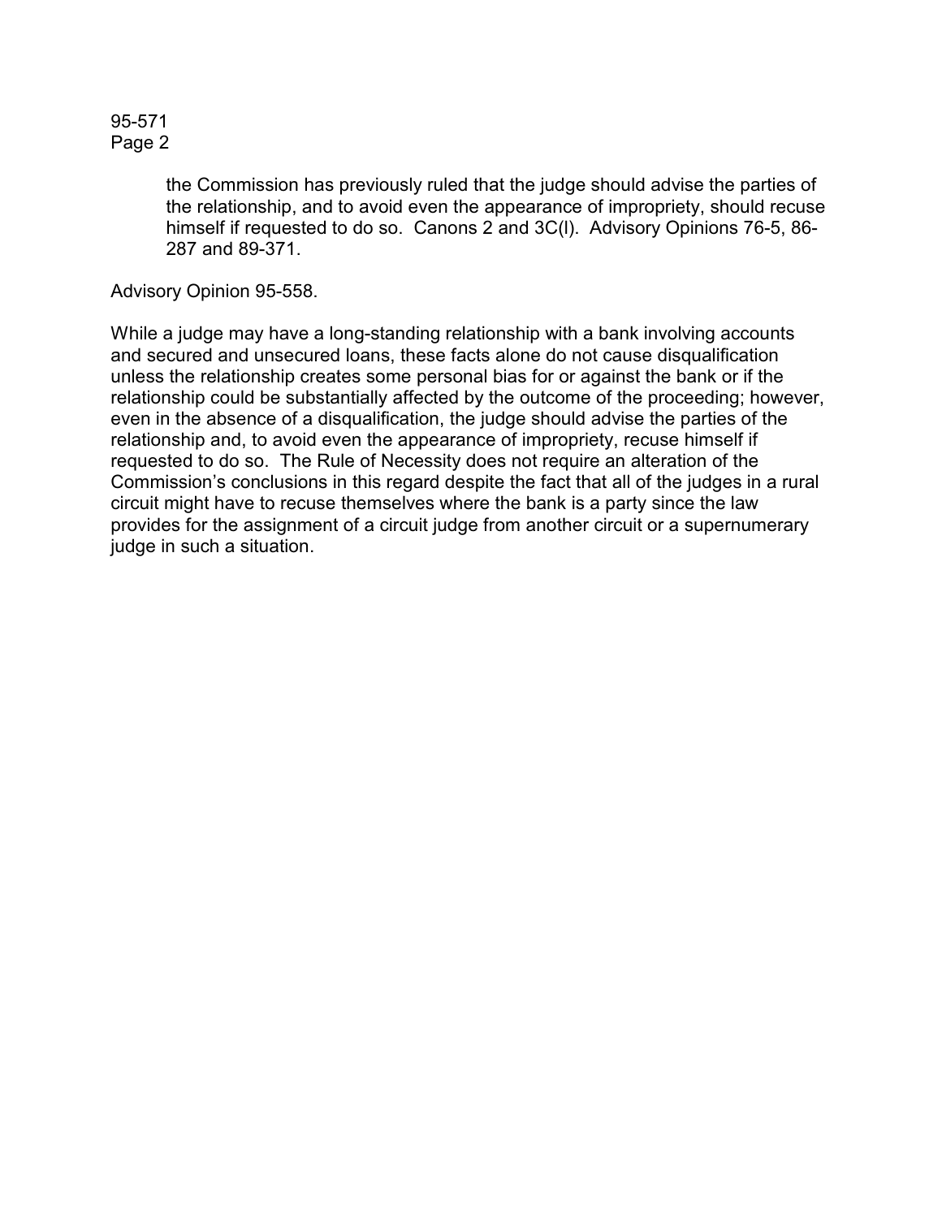> the Commission has previously ruled that the judge should advise the parties of the relationship, and to avoid even the appearance of impropriety, should recuse himself if requested to do so. Canons 2 and 3C(l). Advisory Opinions 76-5, 86-287 and 89-371.

Advisory Opinion 95-558.

While a judge may have a long-standing relationship with a bank involving accounts and secured and unsecured loans, these facts alone do not cause disqualification unless the relationship creates some personal bias for or against the bank or if the relationship could be substantially affected by the outcome of the proceeding; however, even in the absence of a disqualification, the judge should advise the parties of the relationship and, to avoid even the appearance of impropriety, recuse himself if requested to do so. The Rule of Necessity does not require an alteration of the Commission's conclusions in this regard despite the fact that all of the judges in a rural circuit might have to recuse themselves where the bank is a party since the law provides for the assignment of a circuit judge from another circuit or a supernumerary judge in such a situation.